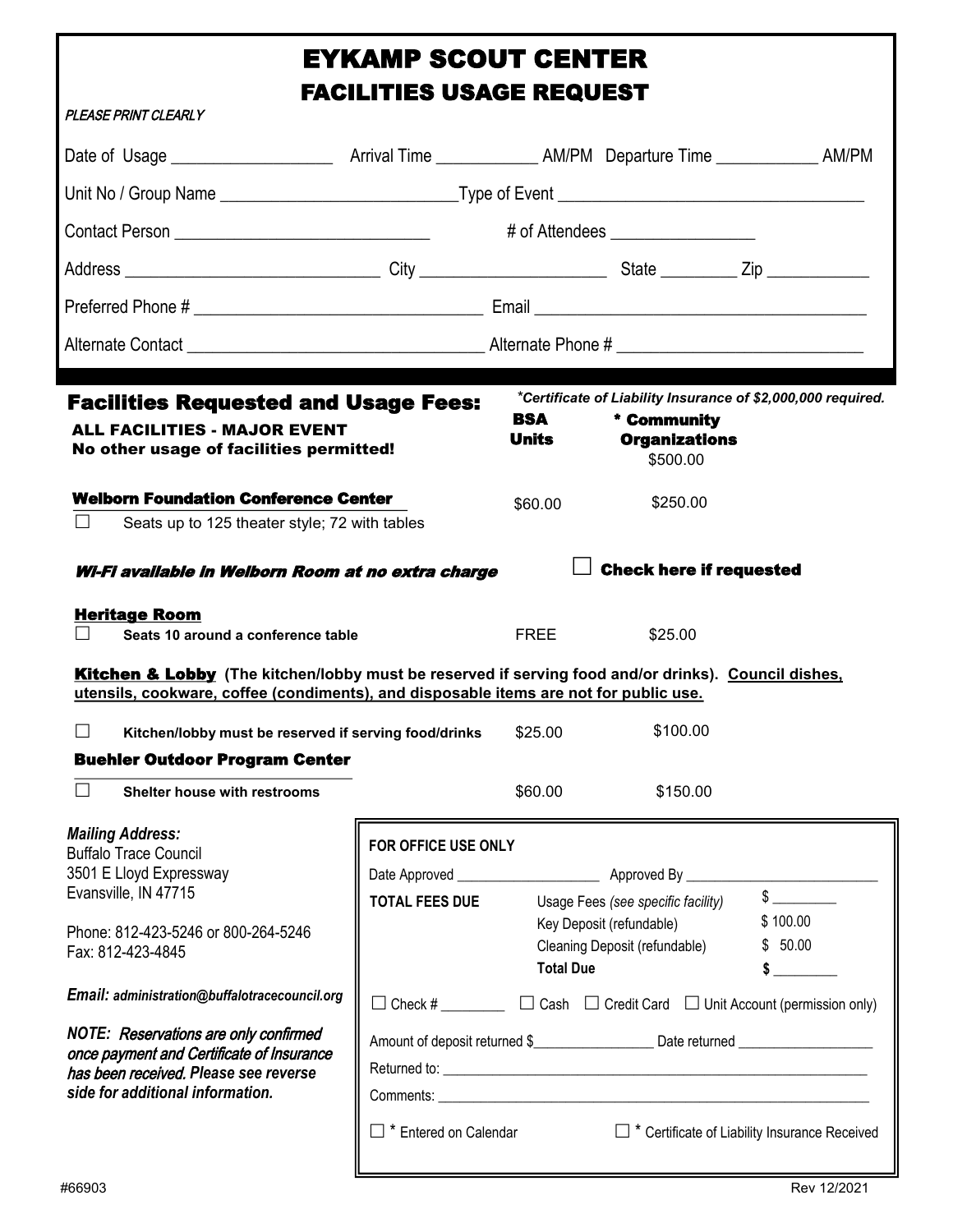# EYKAMP SCOUT CENTER

## FACILITIES USAGE REQUEST

*PLEASE PRINT CLEARLY*

Date of Usage ___________________ Arrival Time ____________ AM/PM Departure Time ____________ AM/PM

Unit No / Group Name ___________________________ Type of Event ___________________________________

Contact Person _____________________________ # of Attendees ________________

Address ______________________________ City ______________________ State _________ Zip ____________

Preferred Phone # __________________________________ Email _______________________________________

Alternate Contact __________________________________ Alternate Phone # ____________________________

## Facilities Requested and Usage Fees:

*\*Certificate of Liability Insurance of $2,000,000 required.*

| | BSA Units | * Community Organizations |
|---|---|---|
| **ALL FACILITIES - MAJOR EVENT** **No other usage of facilities permitted!** | | $500.00 |
| **Welborn Foundation Conference Center** | | |
| ☐ Seats up to 125 theater style; 72 with tables | $60.00 | $250.00 |
| ***Wi-Fi available in Welborn Room at no extra charge*** | ☐ **Check here if requested** | |
| **Heritage Room** | | |
| ☐ **Seats 10 around a conference table** | FREE | $25.00 |
| **Kitchen & Lobby** **(The kitchen/lobby must be reserved if serving food and/or drinks). Council dishes, utensils, cookware, coffee (condiments), and disposable items are not for public use.** | | |
| ☐ **Kitchen/lobby must be reserved if serving food/drinks** | $25.00 | $100.00 |
| **Buehler Outdoor Program Center** | | |
| ☐ **Shelter house with restrooms** | $60.00 | $150.00 |

***Mailing Address:***
Buffalo Trace Council
3501 E Lloyd Expressway
Evansville, IN 47715

Phone: 812-423-5246 or 800-264-5246
Fax: 812-423-4845

***Email:*** ***administration@buffalotracecouncil.org***

***NOTE: Reservations are only confirmed once payment and Certificate of Insurance has been received. Please see reverse side for additional information.***

**FOR OFFICE USE ONLY**

Date Approved ____________________ Approved By ___________________________

| **TOTAL FEES DUE** | Usage Fees *(see specific facility)* | $ _________ |
|---|---|---|
| | Key Deposit (refundable) | $ 100.00 |
| | Cleaning Deposit (refundable) | $ 50.00 |
| | **Total Due** | **$** _________ |

☐ Check # _________ ☐ Cash ☐ Credit Card ☐ Unit Account (permission only)

Amount of deposit returned $_________________ Date returned ___________________

Returned to: ___________________________________________________________

Comments: _____________________________________________________________

☐ \* Entered on Calendar ☐ \* Certificate of Liability Insurance Received

#66903 Rev 12/2021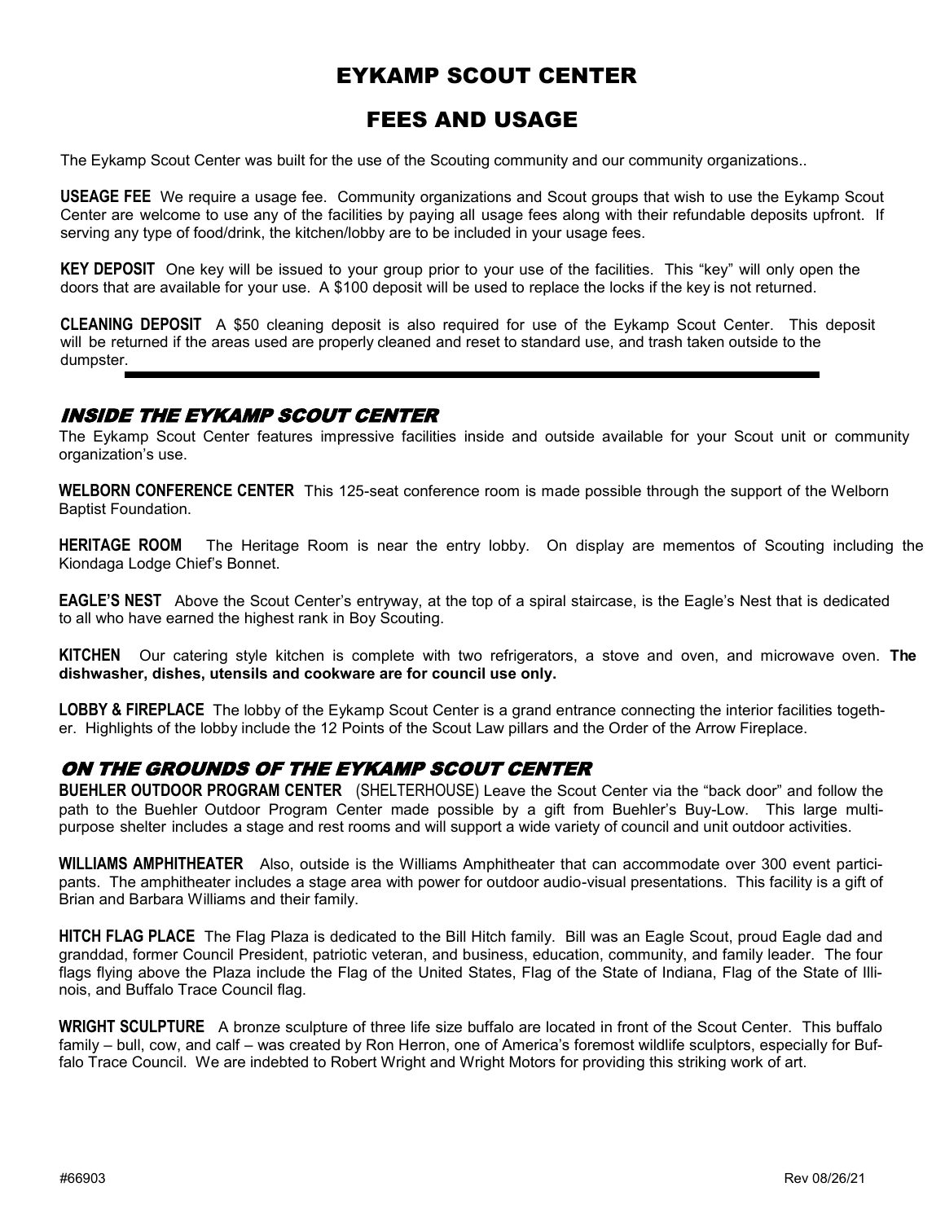# EYKAMP SCOUT CENTER

## FEES AND USAGE

The Eykamp Scout Center was built for the use of the Scouting community and our community organizations..

**USEAGE FEE** We require a usage fee. Community organizations and Scout groups that wish to use the Eykamp Scout Center are welcome to use any of the facilities by paying all usage fees along with their refundable deposits upfront. If serving any type of food/drink, the kitchen/lobby are to be included in your usage fees.

**KEY DEPOSIT** One key will be issued to your group prior to your use of the facilities. This "key" will only open the doors that are available for your use. A $100 deposit will be used to replace the locks if the key is not returned.

**CLEANING DEPOSIT** A $50 cleaning deposit is also required for use of the Eykamp Scout Center. This deposit will be returned if the areas used are properly cleaned and reset to standard use, and trash taken outside to the dumpster.

---

### *INSIDE THE EYKAMP SCOUT CENTER*

The Eykamp Scout Center features impressive facilities inside and outside available for your Scout unit or community organization's use.

**WELBORN CONFERENCE CENTER** This 125-seat conference room is made possible through the support of the Welborn Baptist Foundation.

**HERITAGE ROOM** The Heritage Room is near the entry lobby. On display are mementos of Scouting including the Kiondaga Lodge Chief's Bonnet.

**EAGLE'S NEST** Above the Scout Center's entryway, at the top of a spiral staircase, is the Eagle's Nest that is dedicated to all who have earned the highest rank in Boy Scouting.

**KITCHEN** Our catering style kitchen is complete with two refrigerators, a stove and oven, and microwave oven. **The dishwasher, dishes, utensils and cookware are for council use only.**

**LOBBY & FIREPLACE** The lobby of the Eykamp Scout Center is a grand entrance connecting the interior facilities together. Highlights of the lobby include the 12 Points of the Scout Law pillars and the Order of the Arrow Fireplace.

### *ON THE GROUNDS OF THE EYKAMP SCOUT CENTER*

**BUEHLER OUTDOOR PROGRAM CENTER** (SHELTERHOUSE) Leave the Scout Center via the "back door" and follow the path to the Buehler Outdoor Program Center made possible by a gift from Buehler's Buy-Low. This large multi-purpose shelter includes a stage and rest rooms and will support a wide variety of council and unit outdoor activities.

**WILLIAMS AMPHITHEATER** Also, outside is the Williams Amphitheater that can accommodate over 300 event participants. The amphitheater includes a stage area with power for outdoor audio-visual presentations. This facility is a gift of Brian and Barbara Williams and their family.

**HITCH FLAG PLACE** The Flag Plaza is dedicated to the Bill Hitch family. Bill was an Eagle Scout, proud Eagle dad and granddad, former Council President, patriotic veteran, and business, education, community, and family leader. The four flags flying above the Plaza include the Flag of the United States, Flag of the State of Indiana, Flag of the State of Illinois, and Buffalo Trace Council flag.

**WRIGHT SCULPTURE** A bronze sculpture of three life size buffalo are located in front of the Scout Center. This buffalo family – bull, cow, and calf – was created by Ron Herron, one of America's foremost wildlife sculptors, especially for Buffalo Trace Council. We are indebted to Robert Wright and Wright Motors for providing this striking work of art.

#66903 Rev 08/26/21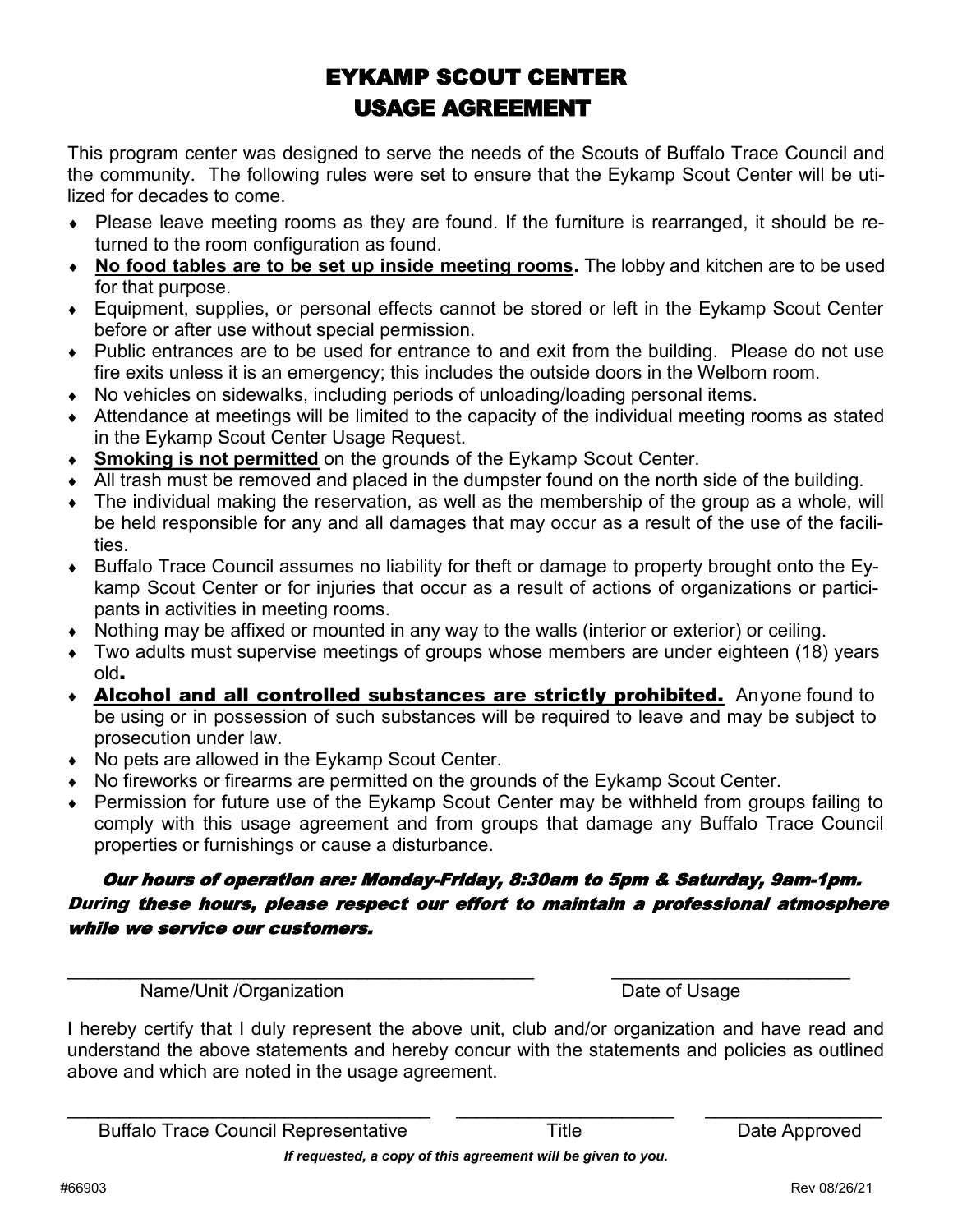# EYKAMP SCOUT CENTER
# USAGE AGREEMENT

This program center was designed to serve the needs of the Scouts of Buffalo Trace Council and the community. The following rules were set to ensure that the Eykamp Scout Center will be utilized for decades to come.

- Please leave meeting rooms as they are found. If the furniture is rearranged, it should be returned to the room configuration as found.
- **No food tables are to be set up inside meeting rooms.** The lobby and kitchen are to be used for that purpose.
- Equipment, supplies, or personal effects cannot be stored or left in the Eykamp Scout Center before or after use without special permission.
- Public entrances are to be used for entrance to and exit from the building. Please do not use fire exits unless it is an emergency; this includes the outside doors in the Welborn room.
- No vehicles on sidewalks, including periods of unloading/loading personal items.
- Attendance at meetings will be limited to the capacity of the individual meeting rooms as stated in the Eykamp Scout Center Usage Request.
- **Smoking is not permitted** on the grounds of the Eykamp Scout Center.
- All trash must be removed and placed in the dumpster found on the north side of the building.
- The individual making the reservation, as well as the membership of the group as a whole, will be held responsible for any and all damages that may occur as a result of the use of the facilities.
- Buffalo Trace Council assumes no liability for theft or damage to property brought onto the Eykamp Scout Center or for injuries that occur as a result of actions of organizations or participants in activities in meeting rooms.
- Nothing may be affixed or mounted in any way to the walls (interior or exterior) or ceiling.
- Two adults must supervise meetings of groups whose members are under eighteen (18) years old.
- **Alcohol and all controlled substances are strictly prohibited.** Anyone found to be using or in possession of such substances will be required to leave and may be subject to prosecution under law.
- No pets are allowed in the Eykamp Scout Center.
- No fireworks or firearms are permitted on the grounds of the Eykamp Scout Center.
- Permission for future use of the Eykamp Scout Center may be withheld from groups failing to comply with this usage agreement and from groups that damage any Buffalo Trace Council properties or furnishings or cause a disturbance.

***Our hours of operation are: Monday-Friday, 8:30am to 5pm & Saturday, 9am-1pm. During these hours, please respect our effort to maintain a professional atmosphere while we service our customers.***

_______________________________________________ Name/Unit /Organization

________________________ Date of Usage

I hereby certify that I duly represent the above unit, club and/or organization and have read and understand the above statements and hereby concur with the statements and policies as outlined above and which are noted in the usage agreement.

_____________________________________ Buffalo Trace Council Representative

______________________ Title

__________________ Date Approved

*If requested, a copy of this agreement will be given to you.*

#66903

Rev 08/26/21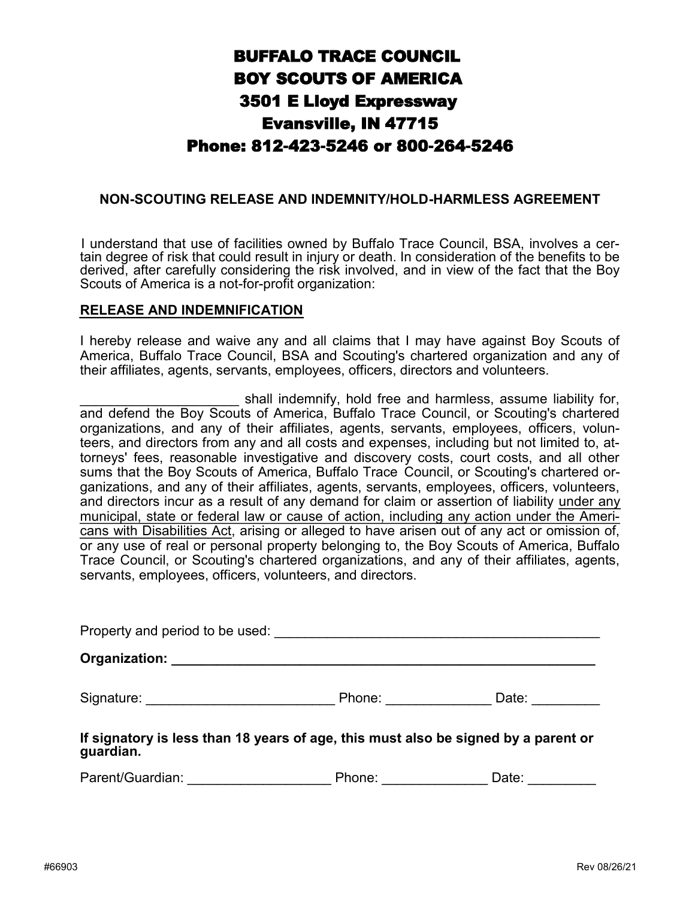# BUFFALO TRACE COUNCIL
# BOY SCOUTS OF AMERICA
# 3501 E Lloyd Expressway
# Evansville, IN 47715
# Phone: 812-423-5246 or 800-264-5246

**NON-SCOUTING RELEASE AND INDEMNITY/HOLD-HARMLESS AGREEMENT**

I understand that use of facilities owned by Buffalo Trace Council, BSA, involves a certain degree of risk that could result in injury or death. In consideration of the benefits to be derived, after carefully considering the risk involved, and in view of the fact that the Boy Scouts of America is a not-for-profit organization:

**RELEASE AND INDEMNIFICATION**

I hereby release and waive any and all claims that I may have against Boy Scouts of America, Buffalo Trace Council, BSA and Scouting's chartered organization and any of their affiliates, agents, servants, employees, officers, directors and volunteers.

_____________________ shall indemnify, hold free and harmless, assume liability for, and defend the Boy Scouts of America, Buffalo Trace Council, or Scouting's chartered organizations, and any of their affiliates, agents, servants, employees, officers, volunteers, and directors from any and all costs and expenses, including but not limited to, attorneys' fees, reasonable investigative and discovery costs, court costs, and all other sums that the Boy Scouts of America, Buffalo Trace Council, or Scouting's chartered organizations, and any of their affiliates, agents, servants, employees, officers, volunteers, and directors incur as a result of any demand for claim or assertion of liability under any municipal, state or federal law or cause of action, including any action under the Americans with Disabilities Act, arising or alleged to have arisen out of any act or omission of, or any use of real or personal property belonging to, the Boy Scouts of America, Buffalo Trace Council, or Scouting's chartered organizations, and any of their affiliates, agents, servants, employees, officers, volunteers, and directors.

Property and period to be used: ___________________________________________

**Organization: ________________________________________________________**

Signature: _________________________ Phone: ______________ Date: _________

**If signatory is less than 18 years of age, this must also be signed by a parent or guardian.**

Parent/Guardian: ___________________ Phone: ______________ Date: _________

#66903 Rev 08/26/21